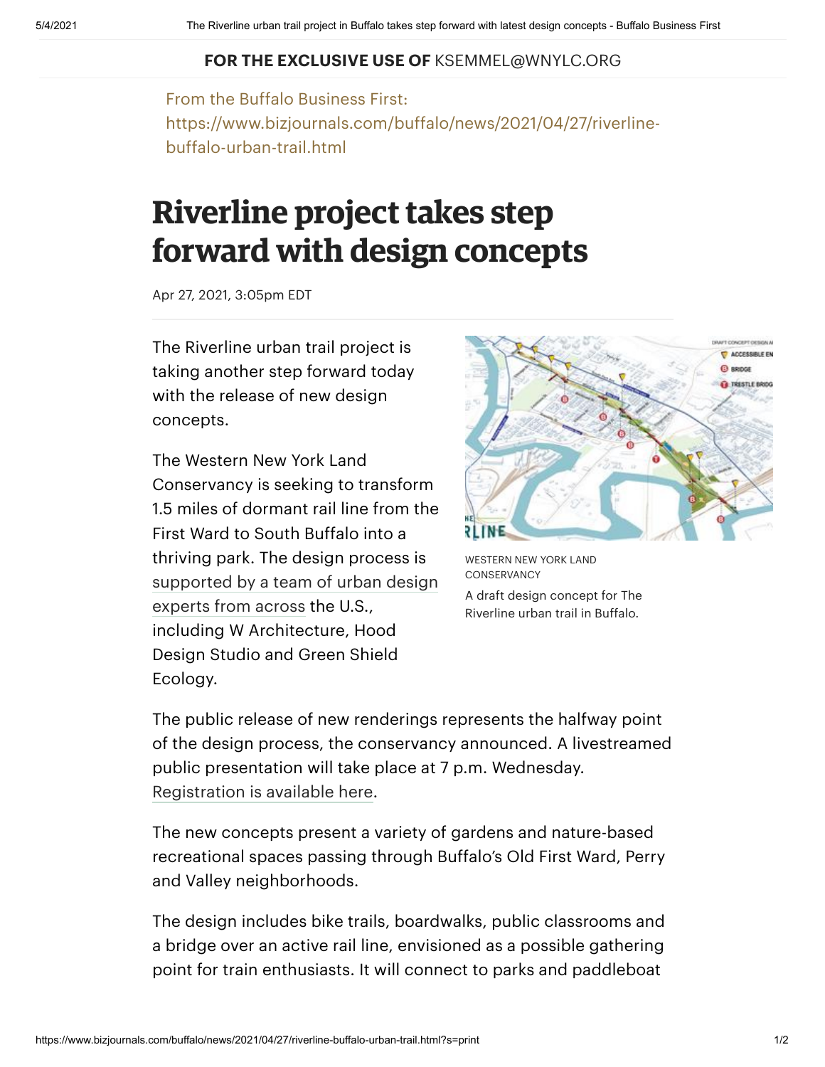**FOR THE EXCLUSIVE USE OF** KSEMMEL@WNYLC.ORG

From the Buffalo Business First:
https://www.bizjournals.com/buffalo/news/2021/04/27/riverline-buffalo-urban-trail.html

# Riverline project takes step forward with design concepts

Apr 27, 2021, 3:05pm EDT

The Riverline urban trail project is taking another step forward today with the release of new design concepts.

The Western New York Land Conservancy is seeking to transform 1.5 miles of dormant rail line from the First Ward to South Buffalo into a thriving park. The design process is supported by a team of urban design experts from across the U.S., including W Architecture, Hood Design Studio and Green Shield Ecology.

WESTERN NEW YORK LAND CONSERVANCY

A draft design concept for The Riverline urban trail in Buffalo.

The public release of new renderings represents the halfway point of the design process, the conservancy announced. A livestreamed public presentation will take place at 7 p.m. Wednesday. Registration is available here.

The new concepts present a variety of gardens and nature-based recreational spaces passing through Buffalo's Old First Ward, Perry and Valley neighborhoods.

The design includes bike trails, boardwalks, public classrooms and a bridge over an active rail line, envisioned as a possible gathering point for train enthusiasts. It will connect to parks and paddleboat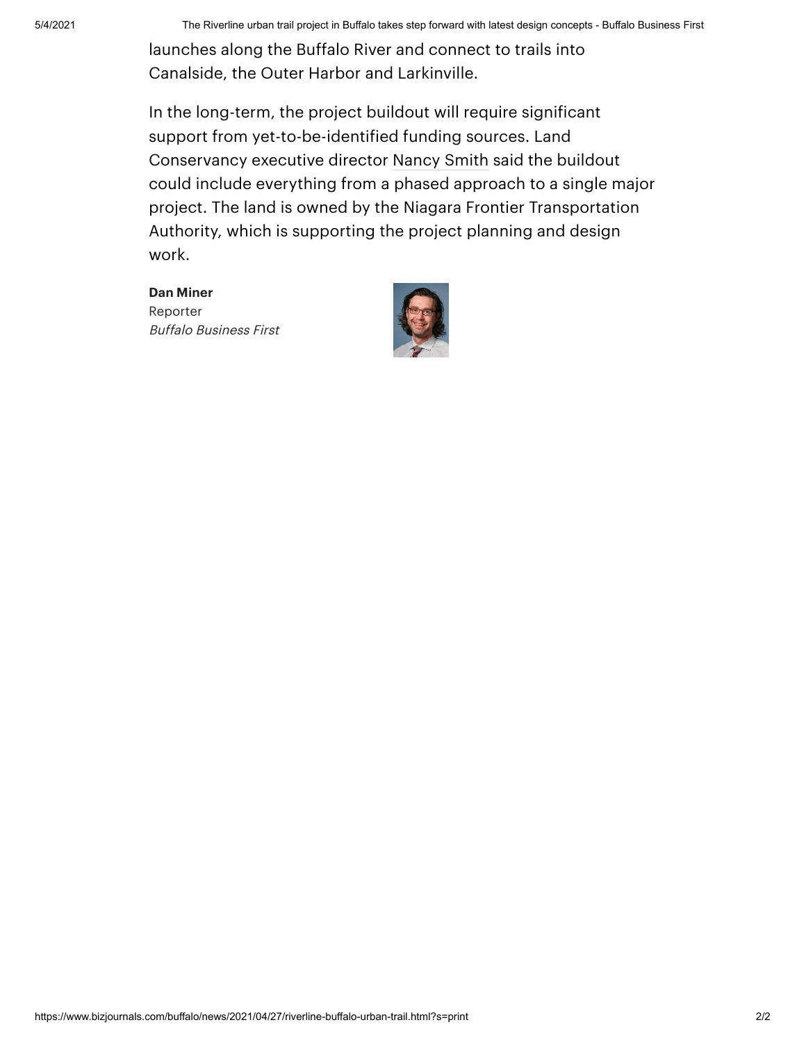launches along the Buffalo River and connect to trails into Canalside, the Outer Harbor and Larkinville.

In the long-term, the project buildout will require significant support from yet-to-be-identified funding sources. Land Conservancy executive director Nancy Smith said the buildout could include everything from a phased approach to a single major project. The land is owned by the Niagara Frontier Transportation Authority, which is supporting the project planning and design work.

**Dan Miner**
Reporter
*Buffalo Business First*